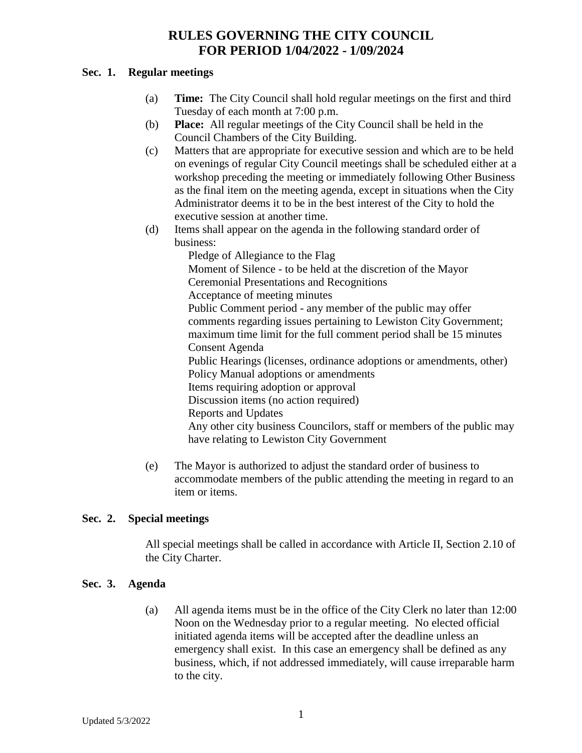# RULES GOVERNING THE CITY COUNCIL
# FOR PERIOD 1/04/2022 - 1/09/2024

## Sec. 1. Regular meetings

(a) **Time:** The City Council shall hold regular meetings on the first and third Tuesday of each month at 7:00 p.m.

(b) **Place:** All regular meetings of the City Council shall be held in the Council Chambers of the City Building.

(c) Matters that are appropriate for executive session and which are to be held on evenings of regular City Council meetings shall be scheduled either at a workshop preceding the meeting or immediately following Other Business as the final item on the meeting agenda, except in situations when the City Administrator deems it to be in the best interest of the City to hold the executive session at another time.

(d) Items shall appear on the agenda in the following standard order of business:

- Pledge of Allegiance to the Flag
- Moment of Silence - to be held at the discretion of the Mayor
- Ceremonial Presentations and Recognitions
- Acceptance of meeting minutes
- Public Comment period - any member of the public may offer comments regarding issues pertaining to Lewiston City Government; maximum time limit for the full comment period shall be 15 minutes
- Consent Agenda
- Public Hearings (licenses, ordinance adoptions or amendments, other)
- Policy Manual adoptions or amendments
- Items requiring adoption or approval
- Discussion items (no action required)
- Reports and Updates
- Any other city business Councilors, staff or members of the public may have relating to Lewiston City Government

(e) The Mayor is authorized to adjust the standard order of business to accommodate members of the public attending the meeting in regard to an item or items.

## Sec. 2. Special meetings

All special meetings shall be called in accordance with Article II, Section 2.10 of the City Charter.

## Sec. 3. Agenda

(a) All agenda items must be in the office of the City Clerk no later than 12:00 Noon on the Wednesday prior to a regular meeting. No elected official initiated agenda items will be accepted after the deadline unless an emergency shall exist. In this case an emergency shall be defined as any business, which, if not addressed immediately, will cause irreparable harm to the city.

Updated 5/3/2022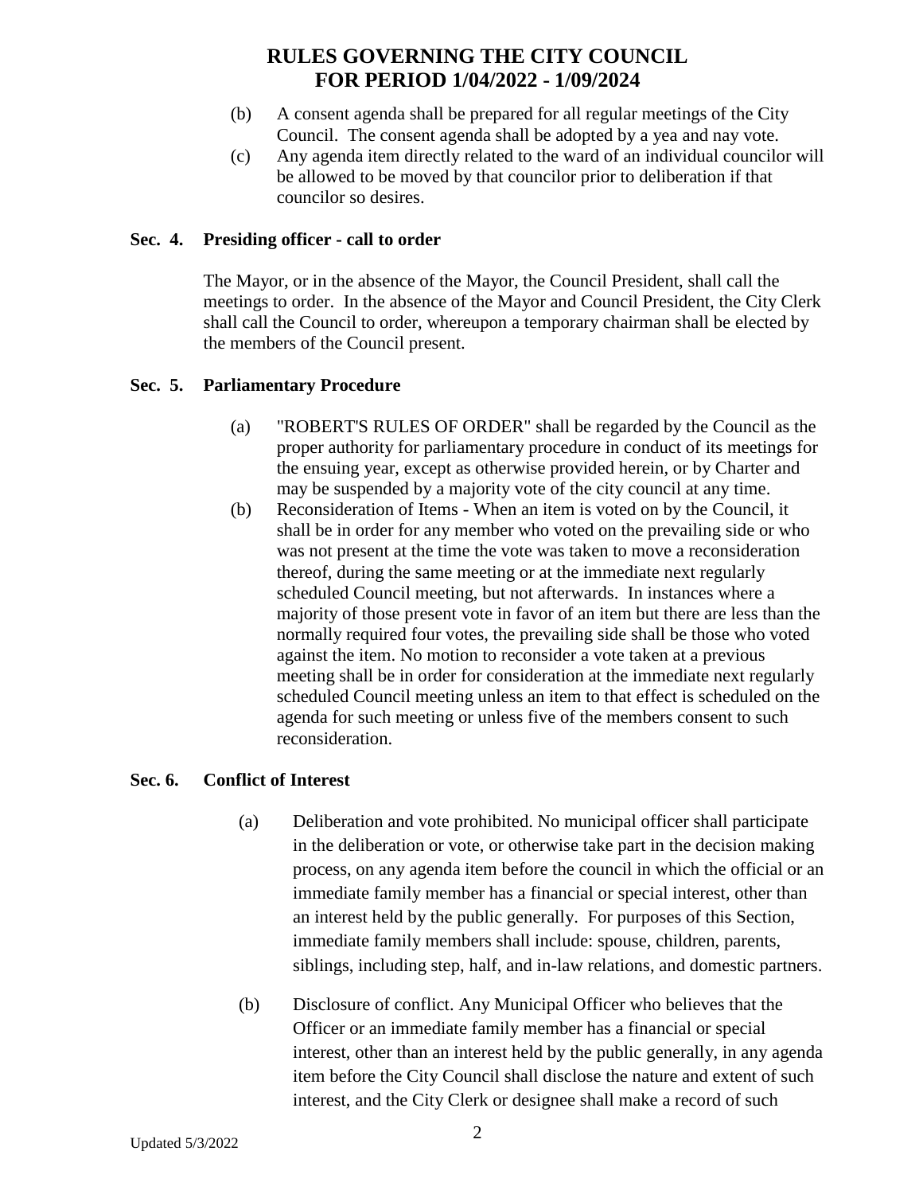(b) A consent agenda shall be prepared for all regular meetings of the City Council. The consent agenda shall be adopted by a yea and nay vote.

(c) Any agenda item directly related to the ward of an individual councilor will be allowed to be moved by that councilor prior to deliberation if that councilor so desires.

### Sec. 4. Presiding officer - call to order

The Mayor, or in the absence of the Mayor, the Council President, shall call the meetings to order. In the absence of the Mayor and Council President, the City Clerk shall call the Council to order, whereupon a temporary chairman shall be elected by the members of the Council present.

### Sec. 5. Parliamentary Procedure

(a) "ROBERT'S RULES OF ORDER" shall be regarded by the Council as the proper authority for parliamentary procedure in conduct of its meetings for the ensuing year, except as otherwise provided herein, or by Charter and may be suspended by a majority vote of the city council at any time.

(b) Reconsideration of Items - When an item is voted on by the Council, it shall be in order for any member who voted on the prevailing side or who was not present at the time the vote was taken to move a reconsideration thereof, during the same meeting or at the immediate next regularly scheduled Council meeting, but not afterwards. In instances where a majority of those present vote in favor of an item but there are less than the normally required four votes, the prevailing side shall be those who voted against the item. No motion to reconsider a vote taken at a previous meeting shall be in order for consideration at the immediate next regularly scheduled Council meeting unless an item to that effect is scheduled on the agenda for such meeting or unless five of the members consent to such reconsideration.

### Sec. 6. Conflict of Interest

(a) Deliberation and vote prohibited. No municipal officer shall participate in the deliberation or vote, or otherwise take part in the decision making process, on any agenda item before the council in which the official or an immediate family member has a financial or special interest, other than an interest held by the public generally. For purposes of this Section, immediate family members shall include: spouse, children, parents, siblings, including step, half, and in-law relations, and domestic partners.

(b) Disclosure of conflict. Any Municipal Officer who believes that the Officer or an immediate family member has a financial or special interest, other than an interest held by the public generally, in any agenda item before the City Council shall disclose the nature and extent of such interest, and the City Clerk or designee shall make a record of such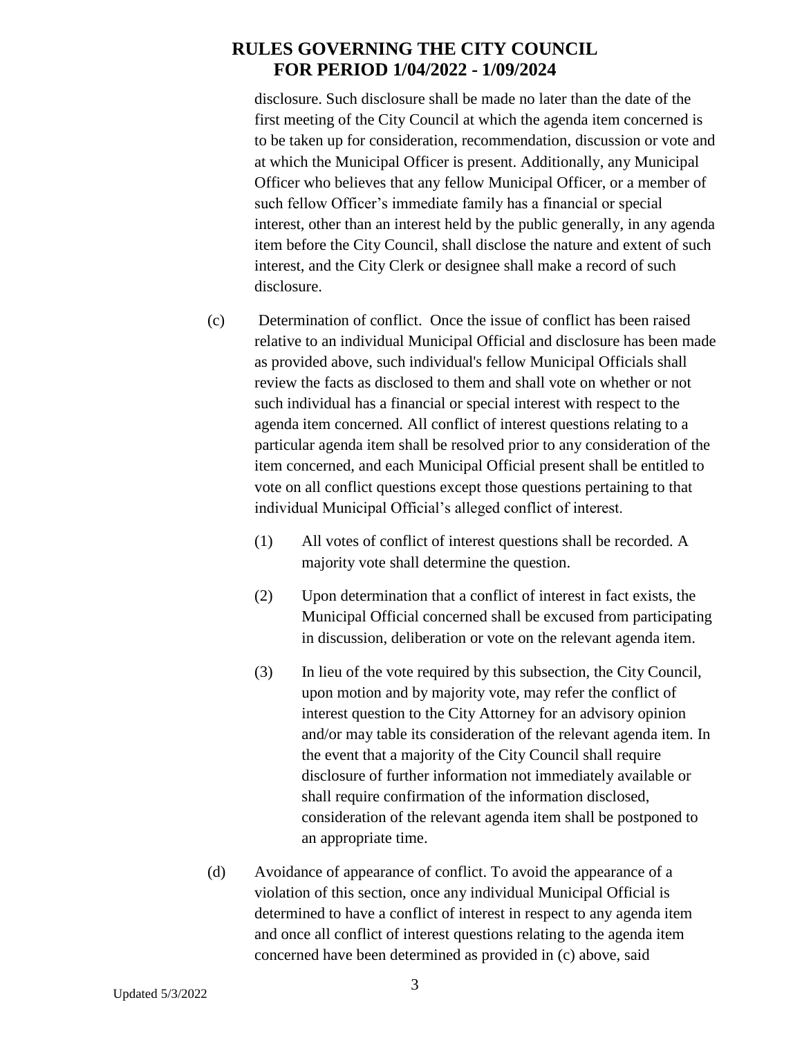disclosure. Such disclosure shall be made no later than the date of the first meeting of the City Council at which the agenda item concerned is to be taken up for consideration, recommendation, discussion or vote and at which the Municipal Officer is present. Additionally, any Municipal Officer who believes that any fellow Municipal Officer, or a member of such fellow Officer's immediate family has a financial or special interest, other than an interest held by the public generally, in any agenda item before the City Council, shall disclose the nature and extent of such interest, and the City Clerk or designee shall make a record of such disclosure.

(c) Determination of conflict. Once the issue of conflict has been raised relative to an individual Municipal Official and disclosure has been made as provided above, such individual's fellow Municipal Officials shall review the facts as disclosed to them and shall vote on whether or not such individual has a financial or special interest with respect to the agenda item concerned. All conflict of interest questions relating to a particular agenda item shall be resolved prior to any consideration of the item concerned, and each Municipal Official present shall be entitled to vote on all conflict questions except those questions pertaining to that individual Municipal Official's alleged conflict of interest.

(1) All votes of conflict of interest questions shall be recorded. A majority vote shall determine the question.

(2) Upon determination that a conflict of interest in fact exists, the Municipal Official concerned shall be excused from participating in discussion, deliberation or vote on the relevant agenda item.

(3) In lieu of the vote required by this subsection, the City Council, upon motion and by majority vote, may refer the conflict of interest question to the City Attorney for an advisory opinion and/or may table its consideration of the relevant agenda item. In the event that a majority of the City Council shall require disclosure of further information not immediately available or shall require confirmation of the information disclosed, consideration of the relevant agenda item shall be postponed to an appropriate time.

(d) Avoidance of appearance of conflict. To avoid the appearance of a violation of this section, once any individual Municipal Official is determined to have a conflict of interest in respect to any agenda item and once all conflict of interest questions relating to the agenda item concerned have been determined as provided in (c) above, said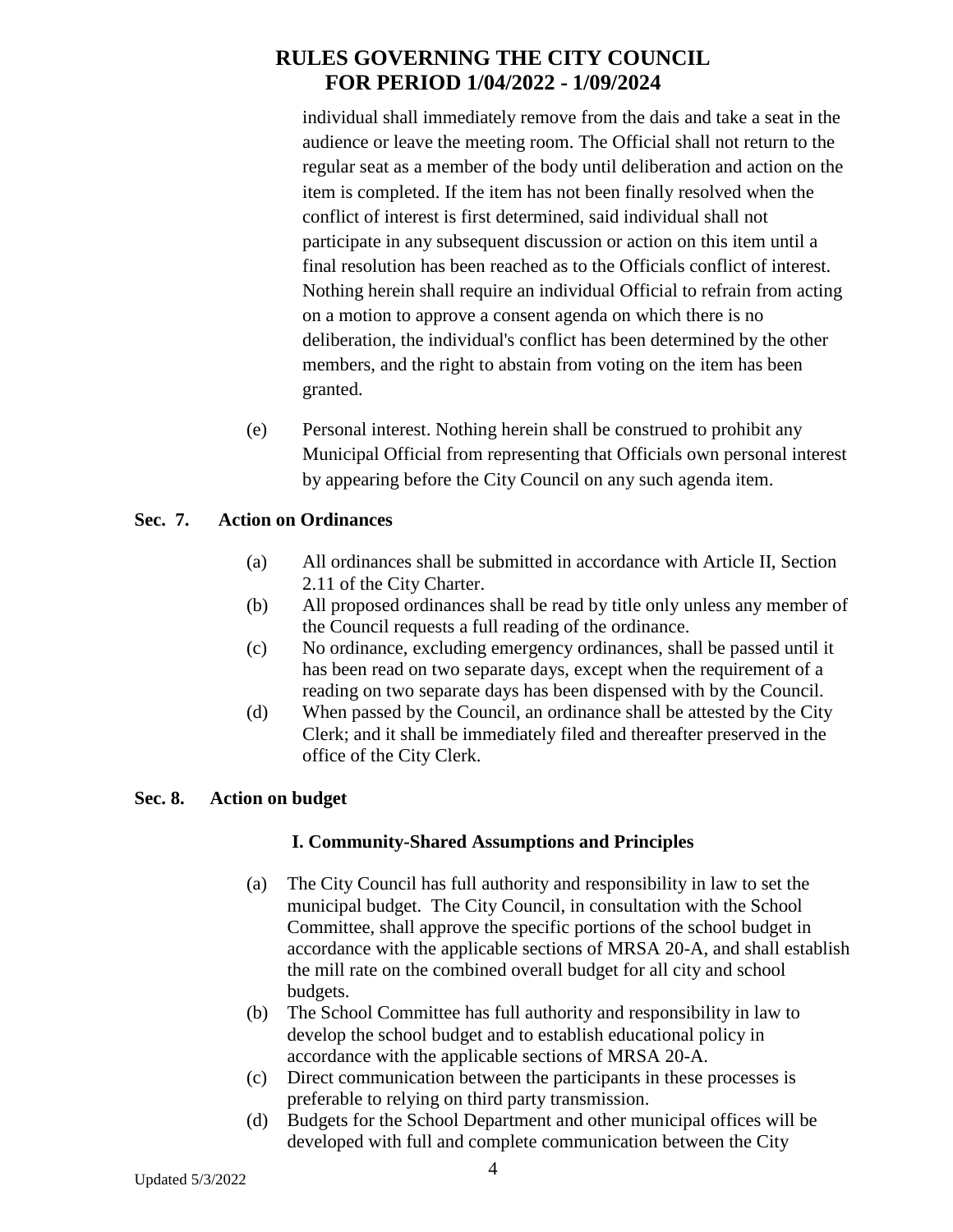individual shall immediately remove from the dais and take a seat in the audience or leave the meeting room. The Official shall not return to the regular seat as a member of the body until deliberation and action on the item is completed. If the item has not been finally resolved when the conflict of interest is first determined, said individual shall not participate in any subsequent discussion or action on this item until a final resolution has been reached as to the Officials conflict of interest. Nothing herein shall require an individual Official to refrain from acting on a motion to approve a consent agenda on which there is no deliberation, the individual's conflict has been determined by the other members, and the right to abstain from voting on the item has been granted.

(e) Personal interest. Nothing herein shall be construed to prohibit any Municipal Official from representing that Officials own personal interest by appearing before the City Council on any such agenda item.

**Sec. 7. Action on Ordinances**

(a) All ordinances shall be submitted in accordance with Article II, Section 2.11 of the City Charter.

(b) All proposed ordinances shall be read by title only unless any member of the Council requests a full reading of the ordinance.

(c) No ordinance, excluding emergency ordinances, shall be passed until it has been read on two separate days, except when the requirement of a reading on two separate days has been dispensed with by the Council.

(d) When passed by the Council, an ordinance shall be attested by the City Clerk; and it shall be immediately filed and thereafter preserved in the office of the City Clerk.

**Sec. 8. Action on budget**

**I. Community-Shared Assumptions and Principles**

(a) The City Council has full authority and responsibility in law to set the municipal budget. The City Council, in consultation with the School Committee, shall approve the specific portions of the school budget in accordance with the applicable sections of MRSA 20-A, and shall establish the mill rate on the combined overall budget for all city and school budgets.

(b) The School Committee has full authority and responsibility in law to develop the school budget and to establish educational policy in accordance with the applicable sections of MRSA 20-A.

(c) Direct communication between the participants in these processes is preferable to relying on third party transmission.

(d) Budgets for the School Department and other municipal offices will be developed with full and complete communication between the City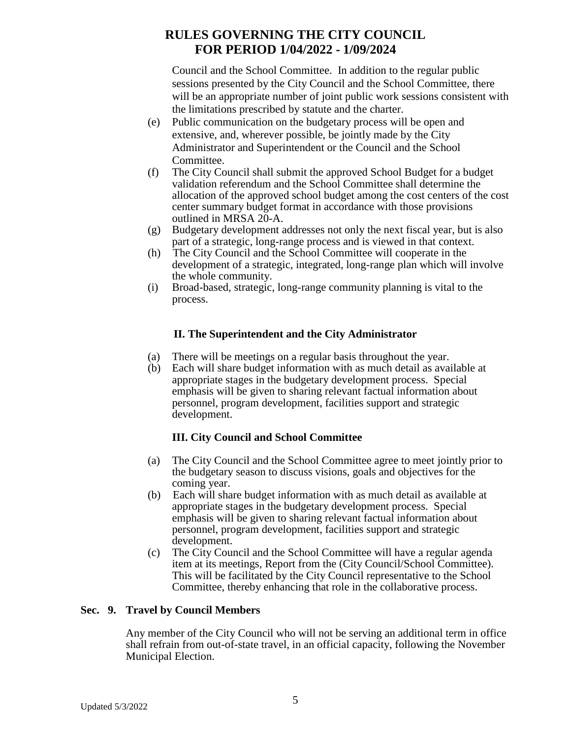Council and the School Committee. In addition to the regular public sessions presented by the City Council and the School Committee, there will be an appropriate number of joint public work sessions consistent with the limitations prescribed by statute and the charter.

(e) Public communication on the budgetary process will be open and extensive, and, wherever possible, be jointly made by the City Administrator and Superintendent or the Council and the School Committee.

(f) The City Council shall submit the approved School Budget for a budget validation referendum and the School Committee shall determine the allocation of the approved school budget among the cost centers of the cost center summary budget format in accordance with those provisions outlined in MRSA 20-A.

(g) Budgetary development addresses not only the next fiscal year, but is also part of a strategic, long-range process and is viewed in that context.

(h) The City Council and the School Committee will cooperate in the development of a strategic, integrated, long-range plan which will involve the whole community.

(i) Broad-based, strategic, long-range community planning is vital to the process.

### II. The Superintendent and the City Administrator

(a) There will be meetings on a regular basis throughout the year.

(b) Each will share budget information with as much detail as available at appropriate stages in the budgetary development process. Special emphasis will be given to sharing relevant factual information about personnel, program development, facilities support and strategic development.

### III. City Council and School Committee

(a) The City Council and the School Committee agree to meet jointly prior to the budgetary season to discuss visions, goals and objectives for the coming year.

(b) Each will share budget information with as much detail as available at appropriate stages in the budgetary development process. Special emphasis will be given to sharing relevant factual information about personnel, program development, facilities support and strategic development.

(c) The City Council and the School Committee will have a regular agenda item at its meetings, Report from the (City Council/School Committee). This will be facilitated by the City Council representative to the School Committee, thereby enhancing that role in the collaborative process.

## Sec. 9. Travel by Council Members

Any member of the City Council who will not be serving an additional term in office shall refrain from out-of-state travel, in an official capacity, following the November Municipal Election.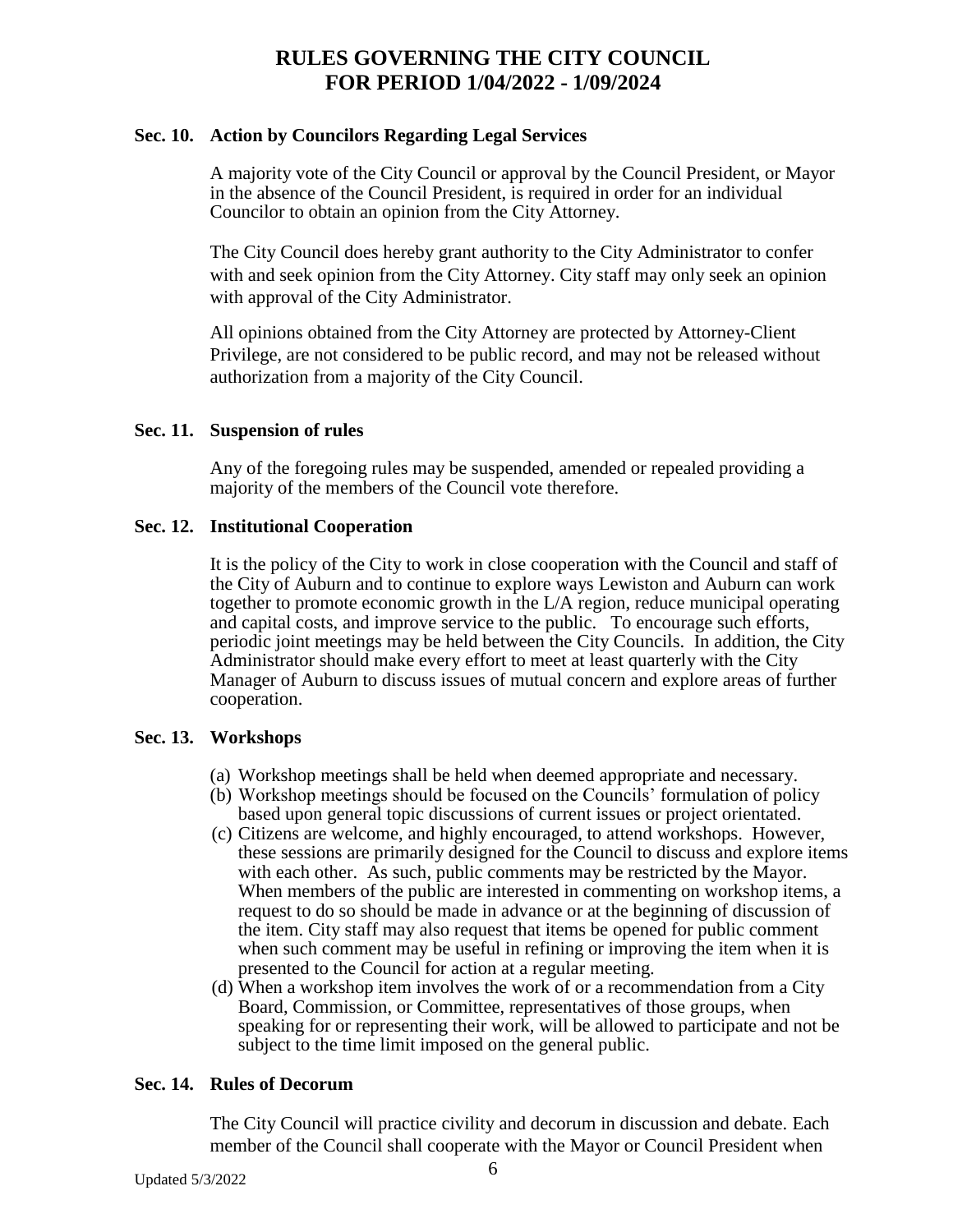### Sec. 10. Action by Councilors Regarding Legal Services

A majority vote of the City Council or approval by the Council President, or Mayor in the absence of the Council President, is required in order for an individual Councilor to obtain an opinion from the City Attorney.

The City Council does hereby grant authority to the City Administrator to confer with and seek opinion from the City Attorney. City staff may only seek an opinion with approval of the City Administrator.

All opinions obtained from the City Attorney are protected by Attorney-Client Privilege, are not considered to be public record, and may not be released without authorization from a majority of the City Council.

### Sec. 11. Suspension of rules

Any of the foregoing rules may be suspended, amended or repealed providing a majority of the members of the Council vote therefore.

### Sec. 12. Institutional Cooperation

It is the policy of the City to work in close cooperation with the Council and staff of the City of Auburn and to continue to explore ways Lewiston and Auburn can work together to promote economic growth in the L/A region, reduce municipal operating and capital costs, and improve service to the public. To encourage such efforts, periodic joint meetings may be held between the City Councils. In addition, the City Administrator should make every effort to meet at least quarterly with the City Manager of Auburn to discuss issues of mutual concern and explore areas of further cooperation.

### Sec. 13. Workshops

(a) Workshop meetings shall be held when deemed appropriate and necessary.
(b) Workshop meetings should be focused on the Councils' formulation of policy based upon general topic discussions of current issues or project orientated.
(c) Citizens are welcome, and highly encouraged, to attend workshops. However, these sessions are primarily designed for the Council to discuss and explore items with each other. As such, public comments may be restricted by the Mayor. When members of the public are interested in commenting on workshop items, a request to do so should be made in advance or at the beginning of discussion of the item. City staff may also request that items be opened for public comment when such comment may be useful in refining or improving the item when it is presented to the Council for action at a regular meeting.
(d) When a workshop item involves the work of or a recommendation from a City Board, Commission, or Committee, representatives of those groups, when speaking for or representing their work, will be allowed to participate and not be subject to the time limit imposed on the general public.

### Sec. 14. Rules of Decorum

The City Council will practice civility and decorum in discussion and debate. Each member of the Council shall cooperate with the Mayor or Council President when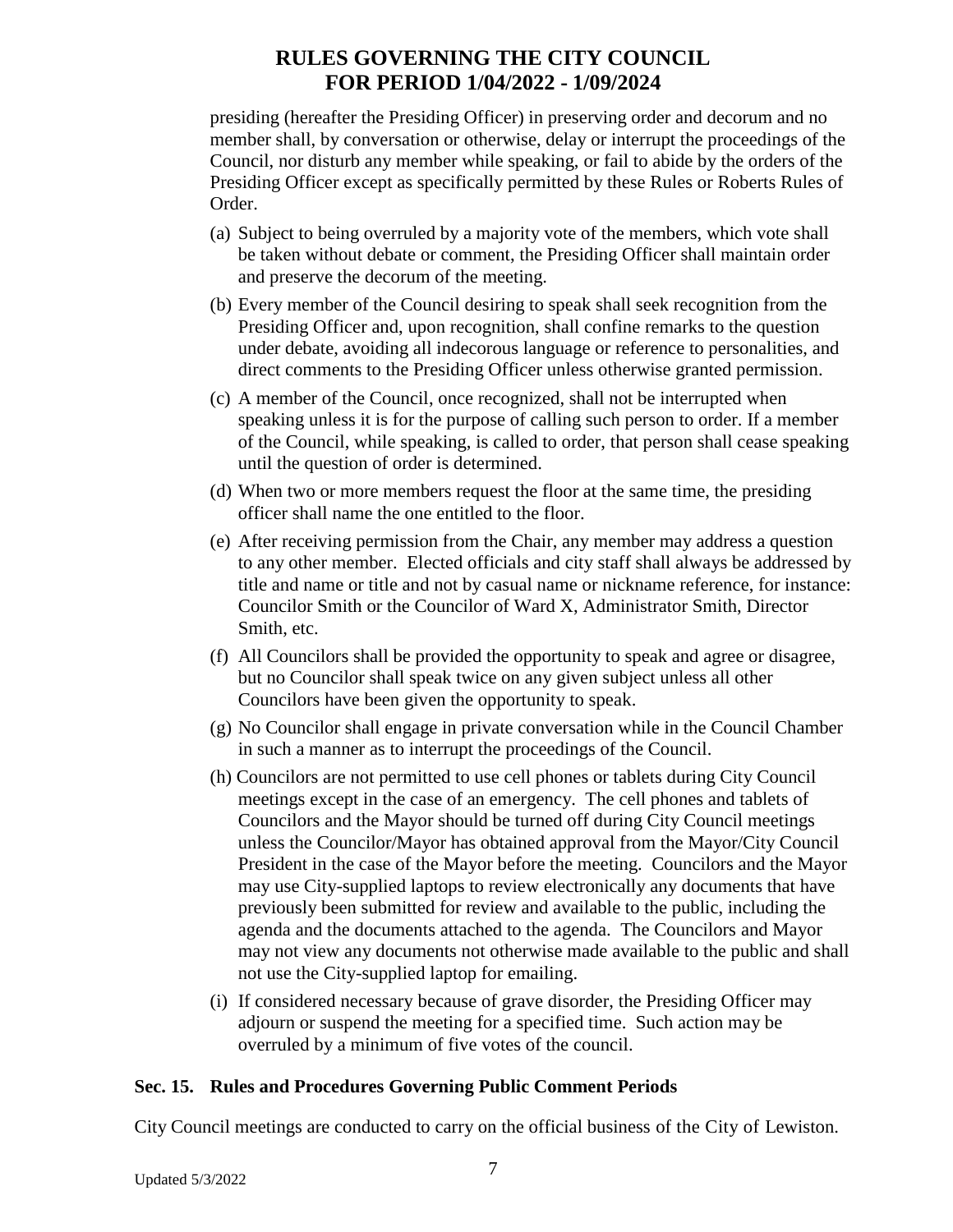presiding (hereafter the Presiding Officer) in preserving order and decorum and no member shall, by conversation or otherwise, delay or interrupt the proceedings of the Council, nor disturb any member while speaking, or fail to abide by the orders of the Presiding Officer except as specifically permitted by these Rules or Roberts Rules of Order.

(a) Subject to being overruled by a majority vote of the members, which vote shall be taken without debate or comment, the Presiding Officer shall maintain order and preserve the decorum of the meeting.

(b) Every member of the Council desiring to speak shall seek recognition from the Presiding Officer and, upon recognition, shall confine remarks to the question under debate, avoiding all indecorous language or reference to personalities, and direct comments to the Presiding Officer unless otherwise granted permission.

(c) A member of the Council, once recognized, shall not be interrupted when speaking unless it is for the purpose of calling such person to order. If a member of the Council, while speaking, is called to order, that person shall cease speaking until the question of order is determined.

(d) When two or more members request the floor at the same time, the presiding officer shall name the one entitled to the floor.

(e) After receiving permission from the Chair, any member may address a question to any other member. Elected officials and city staff shall always be addressed by title and name or title and not by casual name or nickname reference, for instance: Councilor Smith or the Councilor of Ward X, Administrator Smith, Director Smith, etc.

(f) All Councilors shall be provided the opportunity to speak and agree or disagree, but no Councilor shall speak twice on any given subject unless all other Councilors have been given the opportunity to speak.

(g) No Councilor shall engage in private conversation while in the Council Chamber in such a manner as to interrupt the proceedings of the Council.

(h) Councilors are not permitted to use cell phones or tablets during City Council meetings except in the case of an emergency. The cell phones and tablets of Councilors and the Mayor should be turned off during City Council meetings unless the Councilor/Mayor has obtained approval from the Mayor/City Council President in the case of the Mayor before the meeting. Councilors and the Mayor may use City-supplied laptops to review electronically any documents that have previously been submitted for review and available to the public, including the agenda and the documents attached to the agenda. The Councilors and Mayor may not view any documents not otherwise made available to the public and shall not use the City-supplied laptop for emailing.

(i) If considered necessary because of grave disorder, the Presiding Officer may adjourn or suspend the meeting for a specified time. Such action may be overruled by a minimum of five votes of the council.

### Sec. 15. Rules and Procedures Governing Public Comment Periods

City Council meetings are conducted to carry on the official business of the City of Lewiston.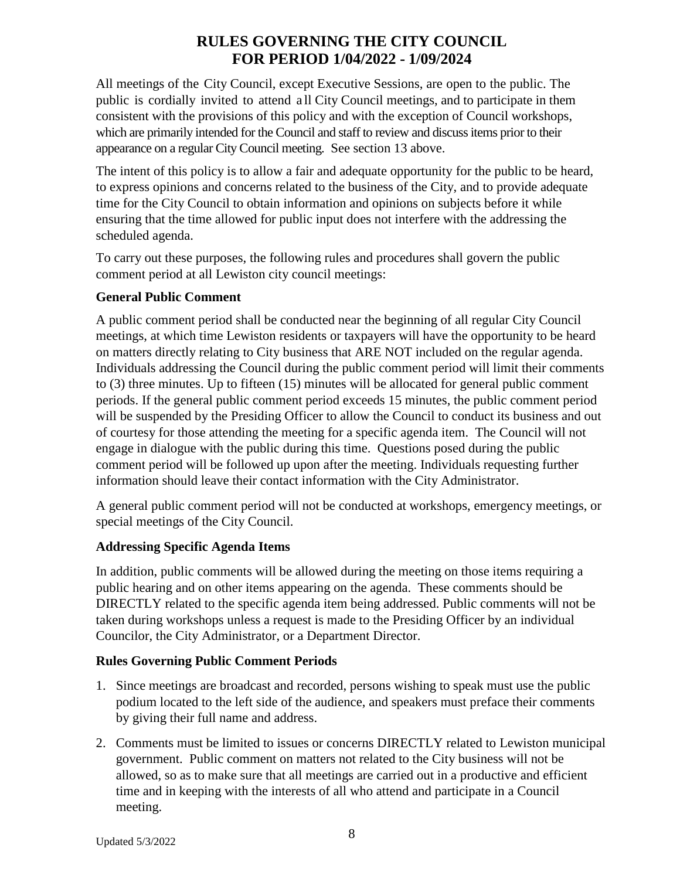# RULES GOVERNING THE CITY COUNCIL FOR PERIOD 1/04/2022 - 1/09/2024

All meetings of the City Council, except Executive Sessions, are open to the public. The public is cordially invited to attend all City Council meetings, and to participate in them consistent with the provisions of this policy and with the exception of Council workshops, which are primarily intended for the Council and staff to review and discuss items prior to their appearance on a regular City Council meeting. See section 13 above.

The intent of this policy is to allow a fair and adequate opportunity for the public to be heard, to express opinions and concerns related to the business of the City, and to provide adequate time for the City Council to obtain information and opinions on subjects before it while ensuring that the time allowed for public input does not interfere with the addressing the scheduled agenda.

To carry out these purposes, the following rules and procedures shall govern the public comment period at all Lewiston city council meetings:

**General Public Comment**

A public comment period shall be conducted near the beginning of all regular City Council meetings, at which time Lewiston residents or taxpayers will have the opportunity to be heard on matters directly relating to City business that ARE NOT included on the regular agenda. Individuals addressing the Council during the public comment period will limit their comments to (3) three minutes. Up to fifteen (15) minutes will be allocated for general public comment periods. If the general public comment period exceeds 15 minutes, the public comment period will be suspended by the Presiding Officer to allow the Council to conduct its business and out of courtesy for those attending the meeting for a specific agenda item. The Council will not engage in dialogue with the public during this time. Questions posed during the public comment period will be followed up upon after the meeting. Individuals requesting further information should leave their contact information with the City Administrator.

A general public comment period will not be conducted at workshops, emergency meetings, or special meetings of the City Council.

**Addressing Specific Agenda Items**

In addition, public comments will be allowed during the meeting on those items requiring a public hearing and on other items appearing on the agenda. These comments should be DIRECTLY related to the specific agenda item being addressed. Public comments will not be taken during workshops unless a request is made to the Presiding Officer by an individual Councilor, the City Administrator, or a Department Director.

**Rules Governing Public Comment Periods**

1. Since meetings are broadcast and recorded, persons wishing to speak must use the public podium located to the left side of the audience, and speakers must preface their comments by giving their full name and address.
2. Comments must be limited to issues or concerns DIRECTLY related to Lewiston municipal government. Public comment on matters not related to the City business will not be allowed, so as to make sure that all meetings are carried out in a productive and efficient time and in keeping with the interests of all who attend and participate in a Council meeting.

Updated 5/3/2022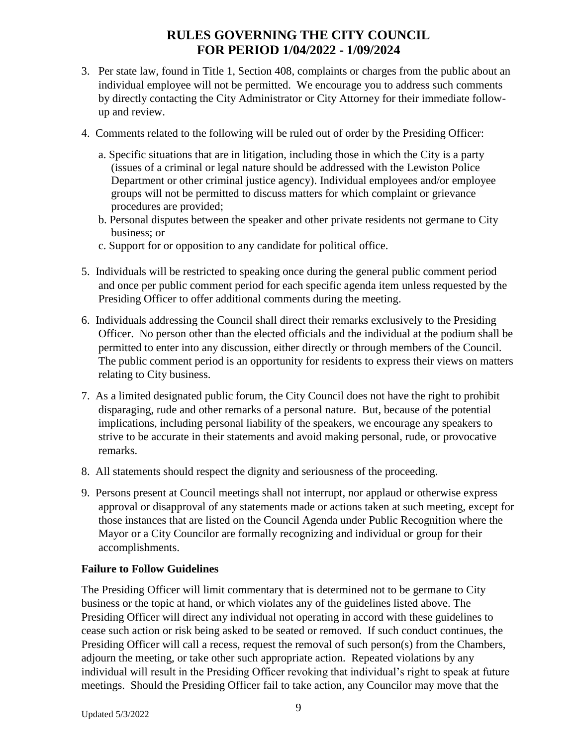3. Per state law, found in Title 1, Section 408, complaints or charges from the public about an individual employee will not be permitted. We encourage you to address such comments by directly contacting the City Administrator or City Attorney for their immediate follow-up and review.

4. Comments related to the following will be ruled out of order by the Presiding Officer:

   a. Specific situations that are in litigation, including those in which the City is a party (issues of a criminal or legal nature should be addressed with the Lewiston Police Department or other criminal justice agency). Individual employees and/or employee groups will not be permitted to discuss matters for which complaint or grievance procedures are provided;

   b. Personal disputes between the speaker and other private residents not germane to City business; or

   c. Support for or opposition to any candidate for political office.

5. Individuals will be restricted to speaking once during the general public comment period and once per public comment period for each specific agenda item unless requested by the Presiding Officer to offer additional comments during the meeting.

6. Individuals addressing the Council shall direct their remarks exclusively to the Presiding Officer. No person other than the elected officials and the individual at the podium shall be permitted to enter into any discussion, either directly or through members of the Council. The public comment period is an opportunity for residents to express their views on matters relating to City business.

7. As a limited designated public forum, the City Council does not have the right to prohibit disparaging, rude and other remarks of a personal nature. But, because of the potential implications, including personal liability of the speakers, we encourage any speakers to strive to be accurate in their statements and avoid making personal, rude, or provocative remarks.

8. All statements should respect the dignity and seriousness of the proceeding.

9. Persons present at Council meetings shall not interrupt, nor applaud or otherwise express approval or disapproval of any statements made or actions taken at such meeting, except for those instances that are listed on the Council Agenda under Public Recognition where the Mayor or a City Councilor are formally recognizing and individual or group for their accomplishments.

**Failure to Follow Guidelines**

The Presiding Officer will limit commentary that is determined not to be germane to City business or the topic at hand, or which violates any of the guidelines listed above. The Presiding Officer will direct any individual not operating in accord with these guidelines to cease such action or risk being asked to be seated or removed. If such conduct continues, the Presiding Officer will call a recess, request the removal of such person(s) from the Chambers, adjourn the meeting, or take other such appropriate action. Repeated violations by any individual will result in the Presiding Officer revoking that individual's right to speak at future meetings. Should the Presiding Officer fail to take action, any Councilor may move that the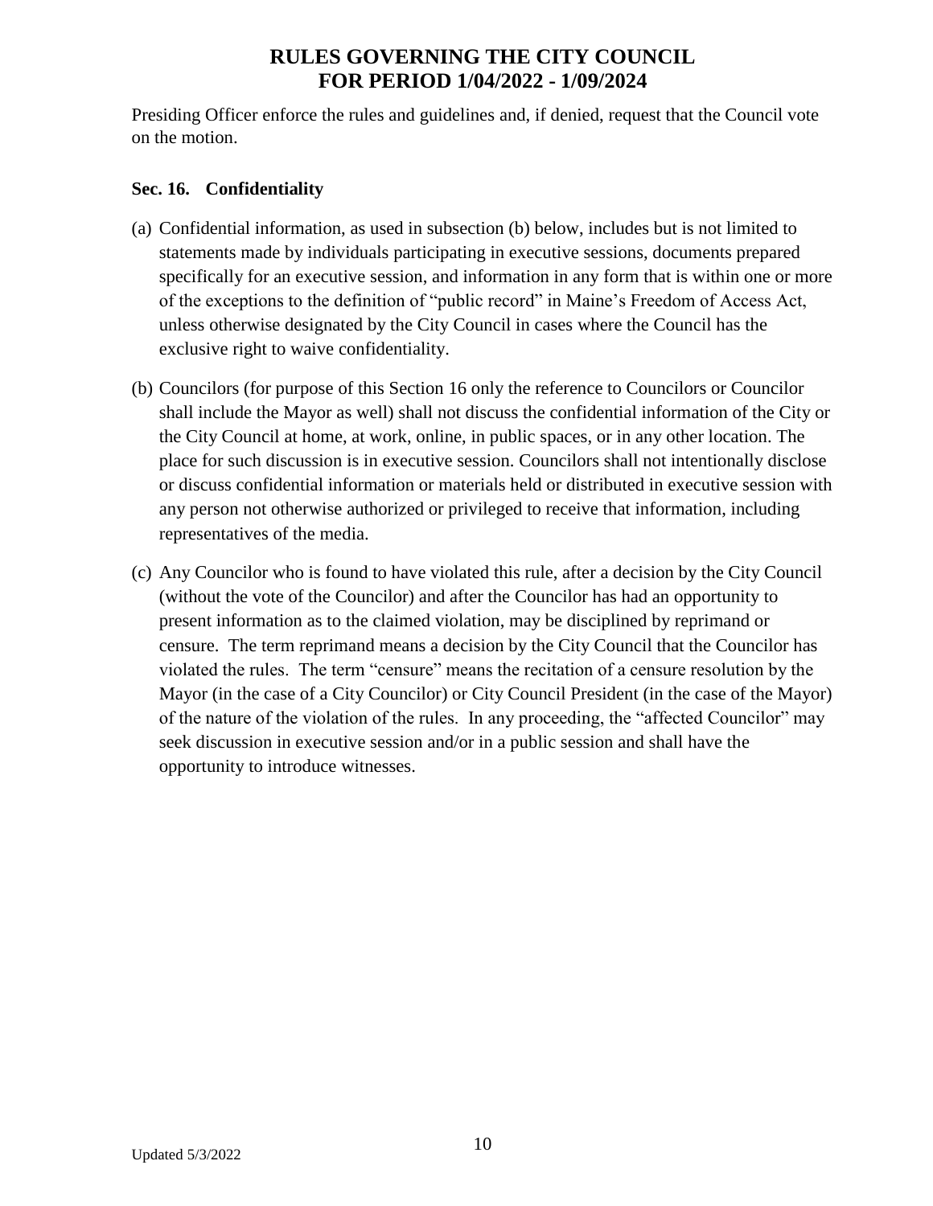Presiding Officer enforce the rules and guidelines and, if denied, request that the Council vote on the motion.

### Sec. 16. Confidentiality

(a) Confidential information, as used in subsection (b) below, includes but is not limited to statements made by individuals participating in executive sessions, documents prepared specifically for an executive session, and information in any form that is within one or more of the exceptions to the definition of "public record" in Maine's Freedom of Access Act, unless otherwise designated by the City Council in cases where the Council has the exclusive right to waive confidentiality.

(b) Councilors (for purpose of this Section 16 only the reference to Councilors or Councilor shall include the Mayor as well) shall not discuss the confidential information of the City or the City Council at home, at work, online, in public spaces, or in any other location. The place for such discussion is in executive session. Councilors shall not intentionally disclose or discuss confidential information or materials held or distributed in executive session with any person not otherwise authorized or privileged to receive that information, including representatives of the media.

(c) Any Councilor who is found to have violated this rule, after a decision by the City Council (without the vote of the Councilor) and after the Councilor has had an opportunity to present information as to the claimed violation, may be disciplined by reprimand or censure. The term reprimand means a decision by the City Council that the Councilor has violated the rules. The term "censure" means the recitation of a censure resolution by the Mayor (in the case of a City Councilor) or City Council President (in the case of the Mayor) of the nature of the violation of the rules. In any proceeding, the "affected Councilor" may seek discussion in executive session and/or in a public session and shall have the opportunity to introduce witnesses.